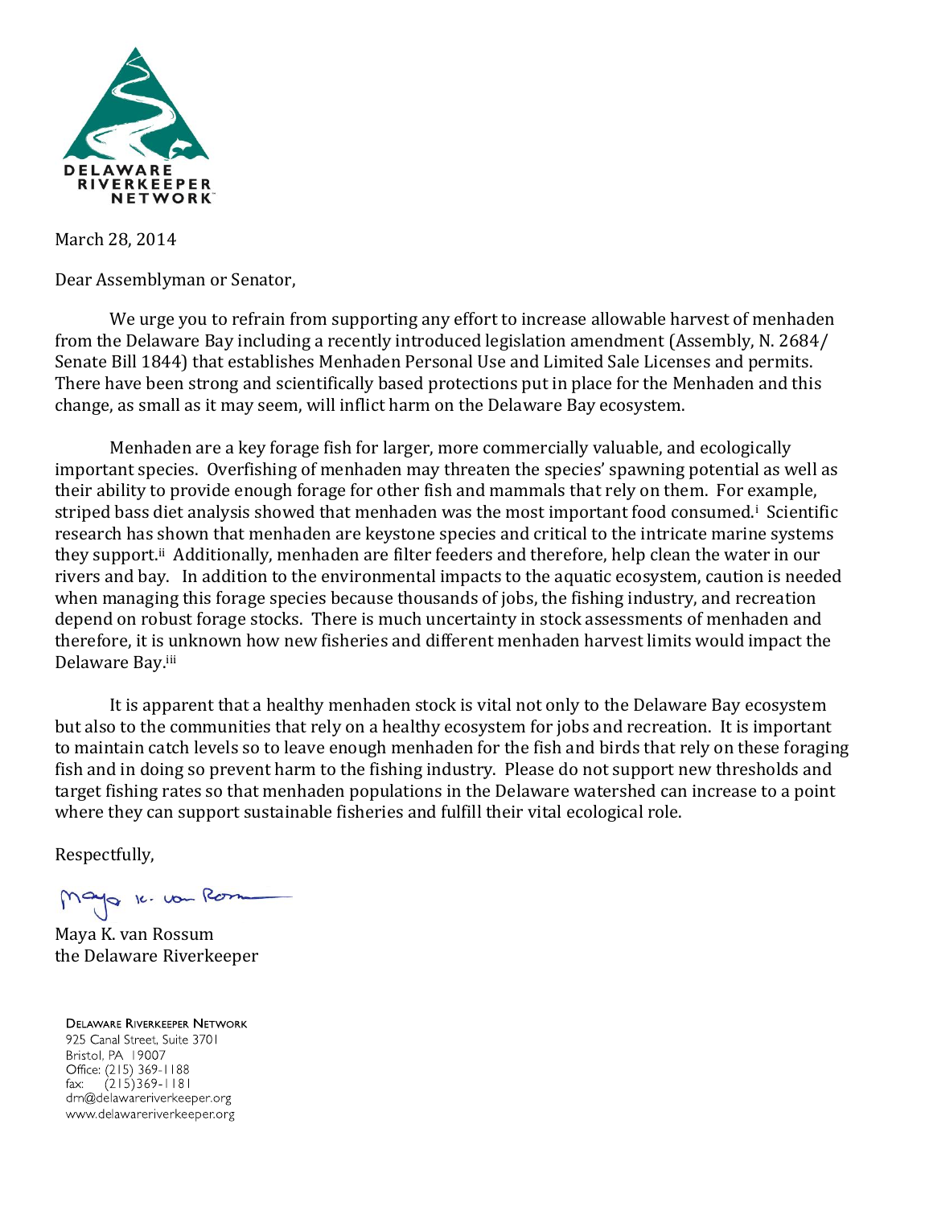DELAWARE RIVERKEEPER NETWORK

March 28, 2014

Dear Assemblyman or Senator,

We urge you to refrain from supporting any effort to increase allowable harvest of menhaden from the Delaware Bay including a recently introduced legislation amendment (Assembly, N. 2684/ Senate Bill 1844) that establishes Menhaden Personal Use and Limited Sale Licenses and permits. There have been strong and scientifically based protections put in place for the Menhaden and this change, as small as it may seem, will inflict harm on the Delaware Bay ecosystem.

Menhaden are a key forage fish for larger, more commercially valuable, and ecologically important species. Overfishing of menhaden may threaten the species' spawning potential as well as their ability to provide enough forage for other fish and mammals that rely on them. For example, striped bass diet analysis showed that menhaden was the most important food consumed.[i] Scientific research has shown that menhaden are keystone species and critical to the intricate marine systems they support.[ii] Additionally, menhaden are filter feeders and therefore, help clean the water in our rivers and bay. In addition to the environmental impacts to the aquatic ecosystem, caution is needed when managing this forage species because thousands of jobs, the fishing industry, and recreation depend on robust forage stocks. There is much uncertainty in stock assessments of menhaden and therefore, it is unknown how new fisheries and different menhaden harvest limits would impact the Delaware Bay.[iii]

It is apparent that a healthy menhaden stock is vital not only to the Delaware Bay ecosystem but also to the communities that rely on a healthy ecosystem for jobs and recreation. It is important to maintain catch levels so to leave enough menhaden for the fish and birds that rely on these foraging fish and in doing so prevent harm to the fishing industry. Please do not support new thresholds and target fishing rates so that menhaden populations in the Delaware watershed can increase to a point where they can support sustainable fisheries and fulfill their vital ecological role.

Respectfully,

Maya K. van Rossum
the Delaware Riverkeeper

DELAWARE RIVERKEEPER NETWORK
925 Canal Street, Suite 3701
Bristol, PA 19007
Office: (215) 369-1188
fax: (215)369-1181
drn@delawareriverkeeper.org
www.delawareriverkeeper.org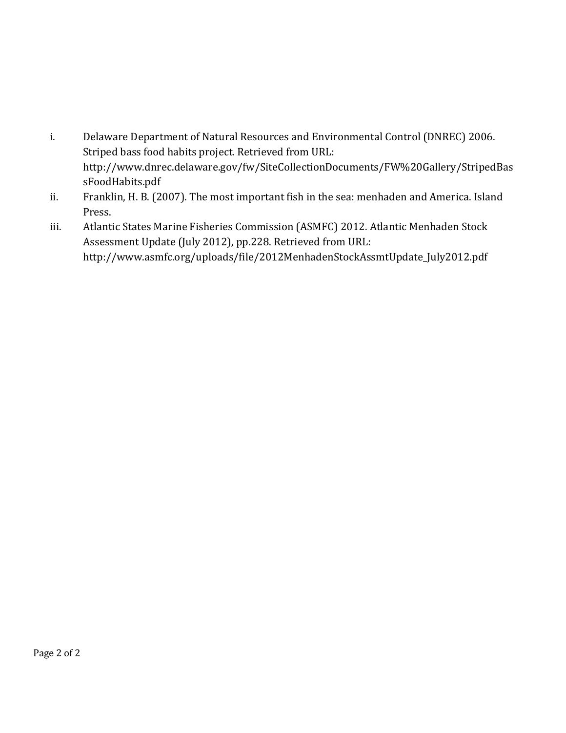i. Delaware Department of Natural Resources and Environmental Control (DNREC) 2006. Striped bass food habits project. Retrieved from URL: http://www.dnrec.delaware.gov/fw/SiteCollectionDocuments/FW%20Gallery/StripedBassFoodHabits.pdf

ii. Franklin, H. B. (2007). The most important fish in the sea: menhaden and America. Island Press.

iii. Atlantic States Marine Fisheries Commission (ASMFC) 2012. Atlantic Menhaden Stock Assessment Update (July 2012), pp.228. Retrieved from URL: http://www.asmfc.org/uploads/file/2012MenhadenStockAssmtUpdate_July2012.pdf